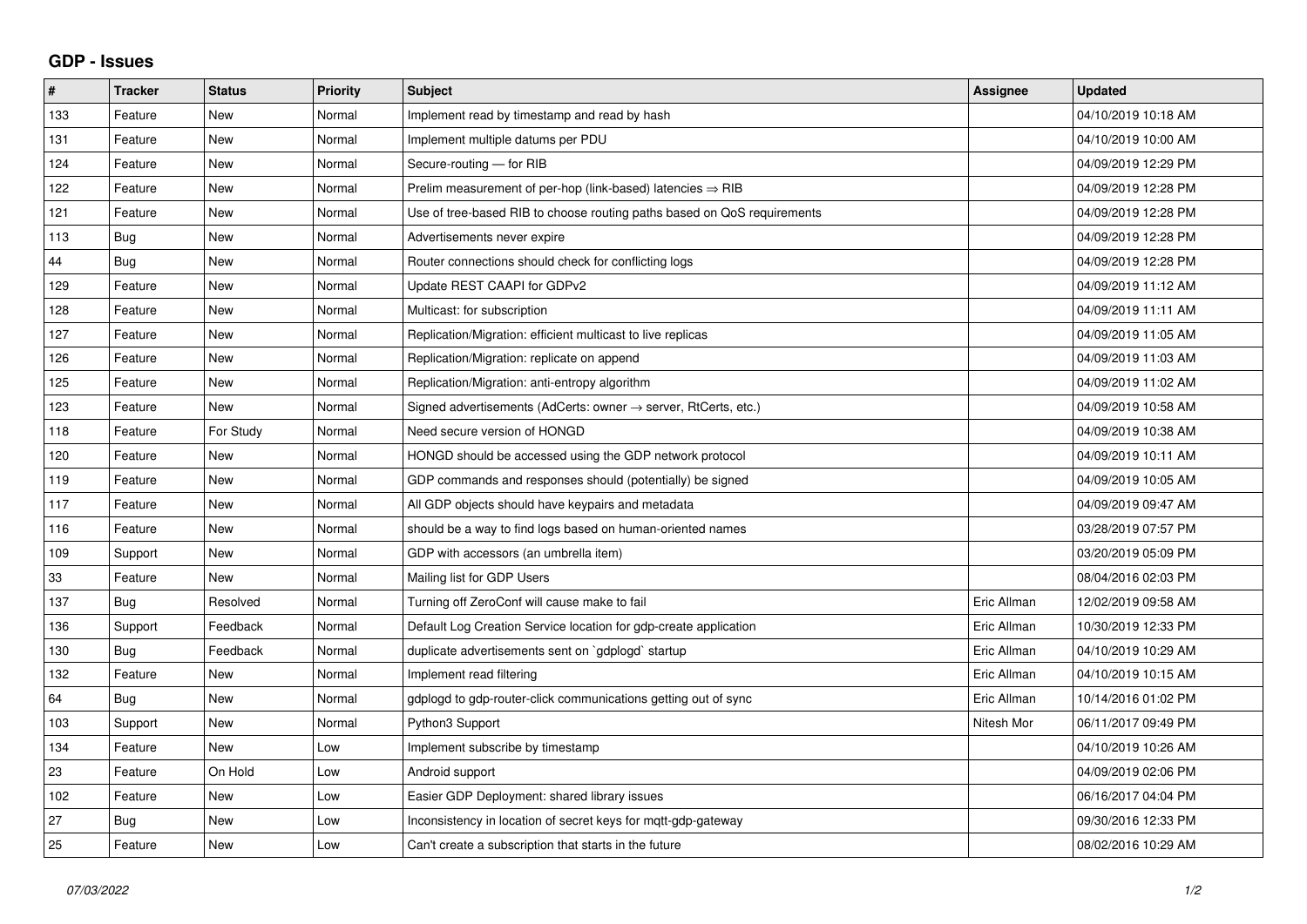## GDP - Issues

| # | Tracker | Status | Priority | Subject | Assignee | Updated |
|---|---|---|---|---|---|---|
| 133 | Feature | New | Normal | Implement read by timestamp and read by hash | | 04/10/2019 10:18 AM |
| 131 | Feature | New | Normal | Implement multiple datums per PDU | | 04/10/2019 10:00 AM |
| 124 | Feature | New | Normal | Secure-routing — for RIB | | 04/09/2019 12:29 PM |
| 122 | Feature | New | Normal | Prelim measurement of per-hop (link-based) latencies ⇒ RIB | | 04/09/2019 12:28 PM |
| 121 | Feature | New | Normal | Use of tree-based RIB to choose routing paths based on QoS requirements | | 04/09/2019 12:28 PM |
| 113 | Bug | New | Normal | Advertisements never expire | | 04/09/2019 12:28 PM |
| 44 | Bug | New | Normal | Router connections should check for conflicting logs | | 04/09/2019 12:28 PM |
| 129 | Feature | New | Normal | Update REST CAAPI for GDPv2 | | 04/09/2019 11:12 AM |
| 128 | Feature | New | Normal | Multicast: for subscription | | 04/09/2019 11:11 AM |
| 127 | Feature | New | Normal | Replication/Migration: efficient multicast to live replicas | | 04/09/2019 11:05 AM |
| 126 | Feature | New | Normal | Replication/Migration: replicate on append | | 04/09/2019 11:03 AM |
| 125 | Feature | New | Normal | Replication/Migration: anti-entropy algorithm | | 04/09/2019 11:02 AM |
| 123 | Feature | New | Normal | Signed advertisements (AdCerts: owner → server, RtCerts, etc.) | | 04/09/2019 10:58 AM |
| 118 | Feature | For Study | Normal | Need secure version of HONGD | | 04/09/2019 10:38 AM |
| 120 | Feature | New | Normal | HONGD should be accessed using the GDP network protocol | | 04/09/2019 10:11 AM |
| 119 | Feature | New | Normal | GDP commands and responses should (potentially) be signed | | 04/09/2019 10:05 AM |
| 117 | Feature | New | Normal | All GDP objects should have keypairs and metadata | | 04/09/2019 09:47 AM |
| 116 | Feature | New | Normal | should be a way to find logs based on human-oriented names | | 03/28/2019 07:57 PM |
| 109 | Support | New | Normal | GDP with accessors (an umbrella item) | | 03/20/2019 05:09 PM |
| 33 | Feature | New | Normal | Mailing list for GDP Users | | 08/04/2016 02:03 PM |
| 137 | Bug | Resolved | Normal | Turning off ZeroConf will cause make to fail | Eric Allman | 12/02/2019 09:58 AM |
| 136 | Support | Feedback | Normal | Default Log Creation Service location for gdp-create application | Eric Allman | 10/30/2019 12:33 PM |
| 130 | Bug | Feedback | Normal | duplicate advertisements sent on `gdplogd` startup | Eric Allman | 04/10/2019 10:29 AM |
| 132 | Feature | New | Normal | Implement read filtering | Eric Allman | 04/10/2019 10:15 AM |
| 64 | Bug | New | Normal | gdplogd to gdp-router-click communications getting out of sync | Eric Allman | 10/14/2016 01:02 PM |
| 103 | Support | New | Normal | Python3 Support | Nitesh Mor | 06/11/2017 09:49 PM |
| 134 | Feature | New | Low | Implement subscribe by timestamp | | 04/10/2019 10:26 AM |
| 23 | Feature | On Hold | Low | Android support | | 04/09/2019 02:06 PM |
| 102 | Feature | New | Low | Easier GDP Deployment: shared library issues | | 06/16/2017 04:04 PM |
| 27 | Bug | New | Low | Inconsistency in location of secret keys for mqtt-gdp-gateway | | 09/30/2016 12:33 PM |
| 25 | Feature | New | Low | Can't create a subscription that starts in the future | | 08/02/2016 10:29 AM |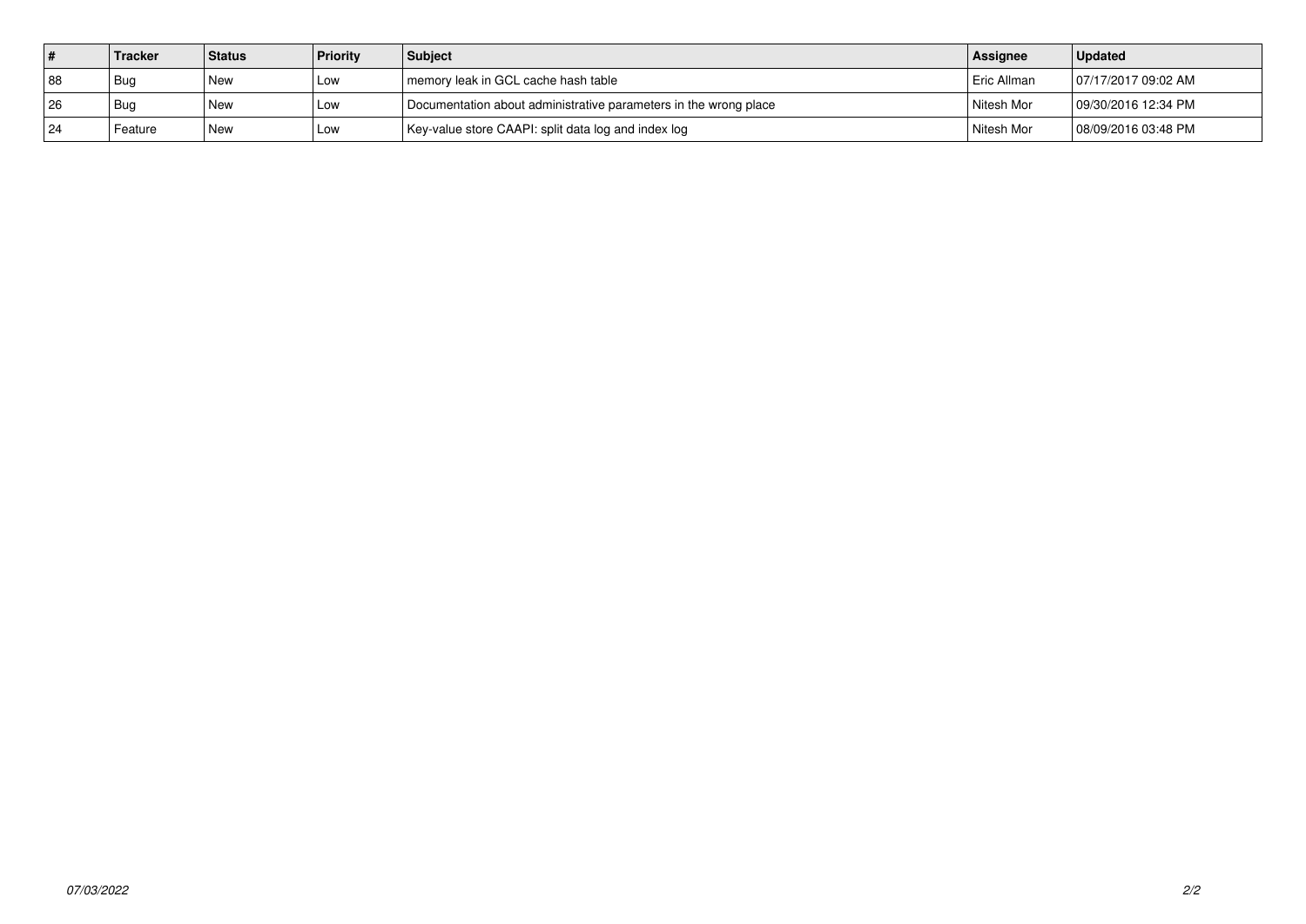| # | Tracker | Status | Priority | Subject | Assignee | Updated |
|---|---|---|---|---|---|---|
| 88 | Bug | New | Low | memory leak in GCL cache hash table | Eric Allman | 07/17/2017 09:02 AM |
| 26 | Bug | New | Low | Documentation about administrative parameters in the wrong place | Nitesh Mor | 09/30/2016 12:34 PM |
| 24 | Feature | New | Low | Key-value store CAAPI: split data log and index log | Nitesh Mor | 08/09/2016 03:48 PM |